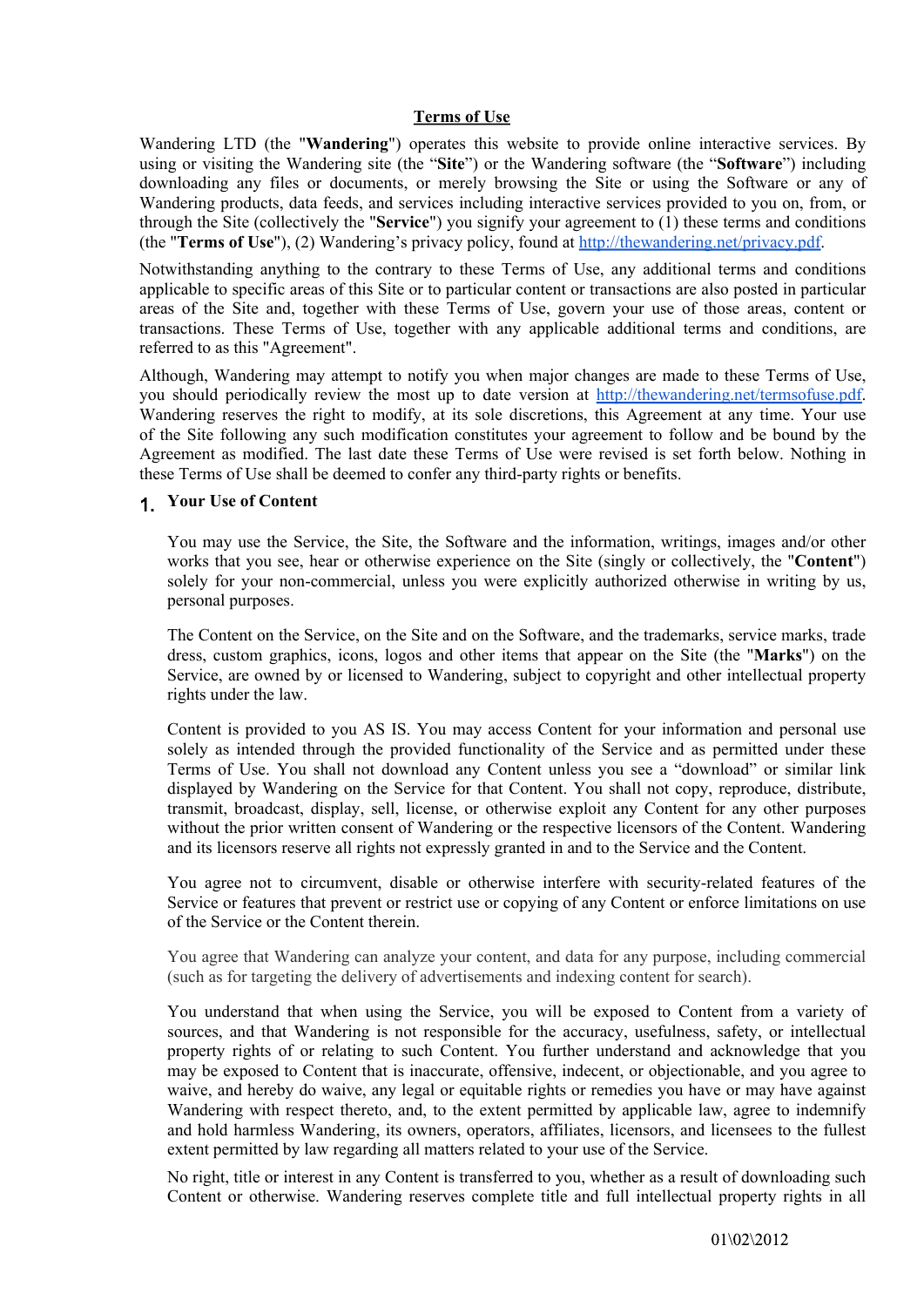# Terms of Use

Wandering LTD (the "**Wandering**") operates this website to provide online interactive services. By using or visiting the Wandering site (the "**Site**") or the Wandering software (the "**Software**") including downloading any files or documents, or merely browsing the Site or using the Software or any of Wandering products, data feeds, and services including interactive services provided to you on, from, or through the Site (collectively the "**Service**") you signify your agreement to (1) these terms and conditions (the "**Terms of Use**"), (2) Wandering's privacy policy, found at http://thewandering.net/privacy.pdf.

Notwithstanding anything to the contrary to these Terms of Use, any additional terms and conditions applicable to specific areas of this Site or to particular content or transactions are also posted in particular areas of the Site and, together with these Terms of Use, govern your use of those areas, content or transactions. These Terms of Use, together with any applicable additional terms and conditions, are referred to as this "Agreement".

Although, Wandering may attempt to notify you when major changes are made to these Terms of Use, you should periodically review the most up to date version at http://thewandering.net/termsofuse.pdf. Wandering reserves the right to modify, at its sole discretions, this Agreement at any time. Your use of the Site following any such modification constitutes your agreement to follow and be bound by the Agreement as modified. The last date these Terms of Use were revised is set forth below. Nothing in these Terms of Use shall be deemed to confer any third-party rights or benefits.

## 1. Your Use of Content

You may use the Service, the Site, the Software and the information, writings, images and/or other works that you see, hear or otherwise experience on the Site (singly or collectively, the "**Content**") solely for your non-commercial, unless you were explicitly authorized otherwise in writing by us, personal purposes.

The Content on the Service, on the Site and on the Software, and the trademarks, service marks, trade dress, custom graphics, icons, logos and other items that appear on the Site (the "**Marks**") on the Service, are owned by or licensed to Wandering, subject to copyright and other intellectual property rights under the law.

Content is provided to you AS IS. You may access Content for your information and personal use solely as intended through the provided functionality of the Service and as permitted under these Terms of Use. You shall not download any Content unless you see a "download" or similar link displayed by Wandering on the Service for that Content. You shall not copy, reproduce, distribute, transmit, broadcast, display, sell, license, or otherwise exploit any Content for any other purposes without the prior written consent of Wandering or the respective licensors of the Content. Wandering and its licensors reserve all rights not expressly granted in and to the Service and the Content.

You agree not to circumvent, disable or otherwise interfere with security-related features of the Service or features that prevent or restrict use or copying of any Content or enforce limitations on use of the Service or the Content therein.

You agree that Wandering can analyze your content, and data for any purpose, including commercial (such as for targeting the delivery of advertisements and indexing content for search).

You understand that when using the Service, you will be exposed to Content from a variety of sources, and that Wandering is not responsible for the accuracy, usefulness, safety, or intellectual property rights of or relating to such Content. You further understand and acknowledge that you may be exposed to Content that is inaccurate, offensive, indecent, or objectionable, and you agree to waive, and hereby do waive, any legal or equitable rights or remedies you have or may have against Wandering with respect thereto, and, to the extent permitted by applicable law, agree to indemnify and hold harmless Wandering, its owners, operators, affiliates, licensors, and licensees to the fullest extent permitted by law regarding all matters related to your use of the Service.

No right, title or interest in any Content is transferred to you, whether as a result of downloading such Content or otherwise. Wandering reserves complete title and full intellectual property rights in all

01\02\2012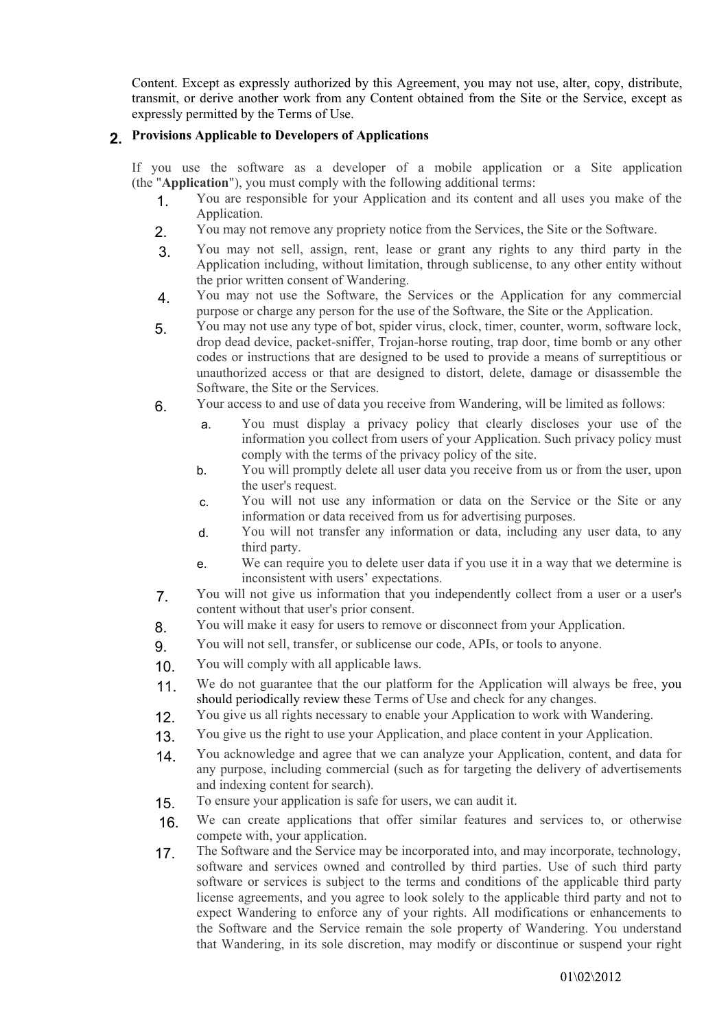Content. Except as expressly authorized by this Agreement, you may not use, alter, copy, distribute, transmit, or derive another work from any Content obtained from the Site or the Service, except as expressly permitted by the Terms of Use.

## 2. Provisions Applicable to Developers of Applications

If you use the software as a developer of a mobile application or a Site application (the "**Application**"), you must comply with the following additional terms:

1. You are responsible for your Application and its content and all uses you make of the Application.
2. You may not remove any propriety notice from the Services, the Site or the Software.
3. You may not sell, assign, rent, lease or grant any rights to any third party in the Application including, without limitation, through sublicense, to any other entity without the prior written consent of Wandering.
4. You may not use the Software, the Services or the Application for any commercial purpose or charge any person for the use of the Software, the Site or the Application.
5. You may not use any type of bot, spider virus, clock, timer, counter, worm, software lock, drop dead device, packet-sniffer, Trojan-horse routing, trap door, time bomb or any other codes or instructions that are designed to be used to provide a means of surreptitious or unauthorized access or that are designed to distort, delete, damage or disassemble the Software, the Site or the Services.
6. Your access to and use of data you receive from Wandering, will be limited as follows:
   a. You must display a privacy policy that clearly discloses your use of the information you collect from users of your Application. Such privacy policy must comply with the terms of the privacy policy of the site.
   b. You will promptly delete all user data you receive from us or from the user, upon the user's request.
   c. You will not use any information or data on the Service or the Site or any information or data received from us for advertising purposes.
   d. You will not transfer any information or data, including any user data, to any third party.
   e. We can require you to delete user data if you use it in a way that we determine is inconsistent with users' expectations.
7. You will not give us information that you independently collect from a user or a user's content without that user's prior consent.
8. You will make it easy for users to remove or disconnect from your Application.
9. You will not sell, transfer, or sublicense our code, APIs, or tools to anyone.
10. You will comply with all applicable laws.
11. We do not guarantee that the our platform for the Application will always be free, you should periodically review these Terms of Use and check for any changes.
12. You give us all rights necessary to enable your Application to work with Wandering.
13. You give us the right to use your Application, and place content in your Application.
14. You acknowledge and agree that we can analyze your Application, content, and data for any purpose, including commercial (such as for targeting the delivery of advertisements and indexing content for search).
15. To ensure your application is safe for users, we can audit it.
16. We can create applications that offer similar features and services to, or otherwise compete with, your application.
17. The Software and the Service may be incorporated into, and may incorporate, technology, software and services owned and controlled by third parties. Use of such third party software or services is subject to the terms and conditions of the applicable third party license agreements, and you agree to look solely to the applicable third party and not to expect Wandering to enforce any of your rights. All modifications or enhancements to the Software and the Service remain the sole property of Wandering. You understand that Wandering, in its sole discretion, may modify or discontinue or suspend your right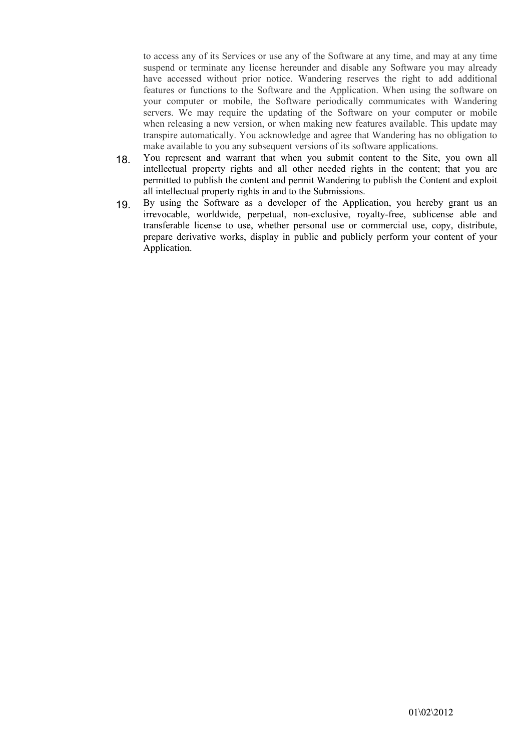to access any of its Services or use any of the Software at any time, and may at any time suspend or terminate any license hereunder and disable any Software you may already have accessed without prior notice. Wandering reserves the right to add additional features or functions to the Software and the Application. When using the software on your computer or mobile, the Software periodically communicates with Wandering servers. We may require the updating of the Software on your computer or mobile when releasing a new version, or when making new features available. This update may transpire automatically. You acknowledge and agree that Wandering has no obligation to make available to you any subsequent versions of its software applications.

18. You represent and warrant that when you submit content to the Site, you own all intellectual property rights and all other needed rights in the content; that you are permitted to publish the content and permit Wandering to publish the Content and exploit all intellectual property rights in and to the Submissions.

19. By using the Software as a developer of the Application, you hereby grant us an irrevocable, worldwide, perpetual, non-exclusive, royalty-free, sublicense able and transferable license to use, whether personal use or commercial use, copy, distribute, prepare derivative works, display in public and publicly perform your content of your Application.

01\02\2012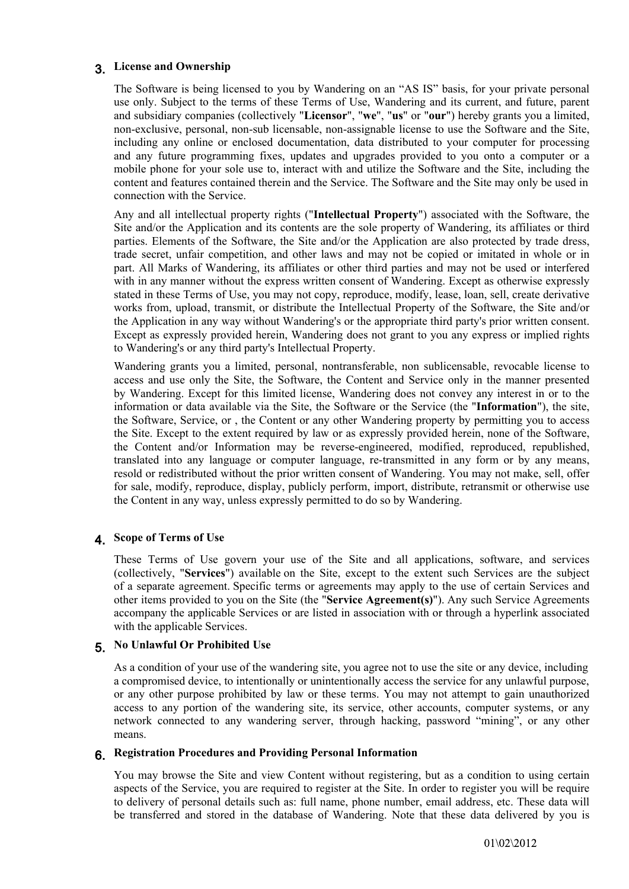## 3. License and Ownership

The Software is being licensed to you by Wandering on an "AS IS" basis, for your private personal use only. Subject to the terms of these Terms of Use, Wandering and its current, and future, parent and subsidiary companies (collectively "**Licensor**", "**we**", "**us**" or "**our**") hereby grants you a limited, non-exclusive, personal, non-sub licensable, non-assignable license to use the Software and the Site, including any online or enclosed documentation, data distributed to your computer for processing and any future programming fixes, updates and upgrades provided to you onto a computer or a mobile phone for your sole use to, interact with and utilize the Software and the Site, including the content and features contained therein and the Service. The Software and the Site may only be used in connection with the Service.

Any and all intellectual property rights ("**Intellectual Property**") associated with the Software, the Site and/or the Application and its contents are the sole property of Wandering, its affiliates or third parties. Elements of the Software, the Site and/or the Application are also protected by trade dress, trade secret, unfair competition, and other laws and may not be copied or imitated in whole or in part. All Marks of Wandering, its affiliates or other third parties and may not be used or interfered with in any manner without the express written consent of Wandering. Except as otherwise expressly stated in these Terms of Use, you may not copy, reproduce, modify, lease, loan, sell, create derivative works from, upload, transmit, or distribute the Intellectual Property of the Software, the Site and/or the Application in any way without Wandering's or the appropriate third party's prior written consent. Except as expressly provided herein, Wandering does not grant to you any express or implied rights to Wandering's or any third party's Intellectual Property.

Wandering grants you a limited, personal, nontransferable, non sublicensable, revocable license to access and use only the Site, the Software, the Content and Service only in the manner presented by Wandering. Except for this limited license, Wandering does not convey any interest in or to the information or data available via the Site, the Software or the Service (the "**Information**"), the site, the Software, Service, or , the Content or any other Wandering property by permitting you to access the Site. Except to the extent required by law or as expressly provided herein, none of the Software, the Content and/or Information may be reverse-engineered, modified, reproduced, republished, translated into any language or computer language, re-transmitted in any form or by any means, resold or redistributed without the prior written consent of Wandering. You may not make, sell, offer for sale, modify, reproduce, display, publicly perform, import, distribute, retransmit or otherwise use the Content in any way, unless expressly permitted to do so by Wandering.

## 4. Scope of Terms of Use

These Terms of Use govern your use of the Site and all applications, software, and services (collectively, "**Services**") available on the Site, except to the extent such Services are the subject of a separate agreement. Specific terms or agreements may apply to the use of certain Services and other items provided to you on the Site (the "**Service Agreement(s)**"). Any such Service Agreements accompany the applicable Services or are listed in association with or through a hyperlink associated with the applicable Services.

## 5. No Unlawful Or Prohibited Use

As a condition of your use of the wandering site, you agree not to use the site or any device, including a compromised device, to intentionally or unintentionally access the service for any unlawful purpose, or any other purpose prohibited by law or these terms. You may not attempt to gain unauthorized access to any portion of the wandering site, its service, other accounts, computer systems, or any network connected to any wandering server, through hacking, password "mining", or any other means.

## 6. Registration Procedures and Providing Personal Information

You may browse the Site and view Content without registering, but as a condition to using certain aspects of the Service, you are required to register at the Site. In order to register you will be require to delivery of personal details such as: full name, phone number, email address, etc. These data will be transferred and stored in the database of Wandering. Note that these data delivered by you is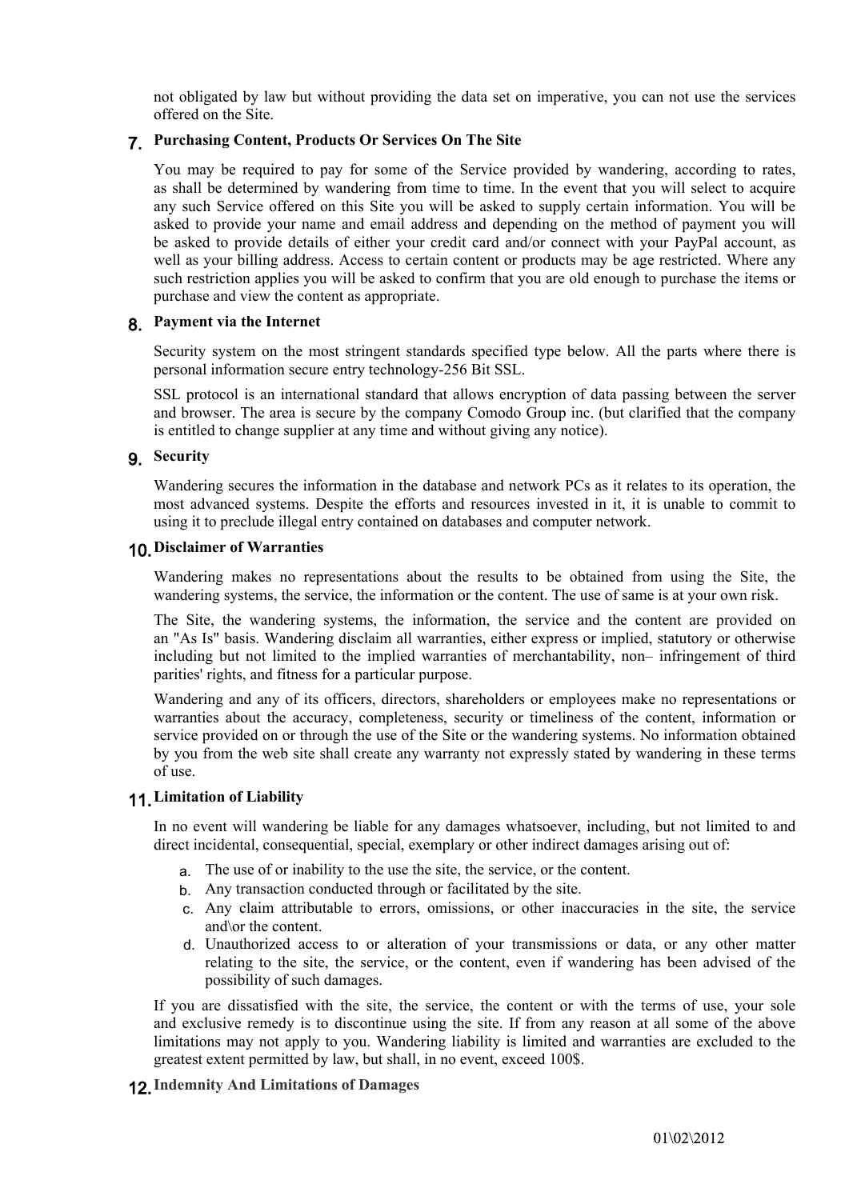not obligated by law but without providing the data set on imperative, you can not use the services offered on the Site.

## 7. Purchasing Content, Products Or Services On The Site

You may be required to pay for some of the Service provided by wandering, according to rates, as shall be determined by wandering from time to time. In the event that you will select to acquire any such Service offered on this Site you will be asked to supply certain information. You will be asked to provide your name and email address and depending on the method of payment you will be asked to provide details of either your credit card and/or connect with your PayPal account, as well as your billing address. Access to certain content or products may be age restricted. Where any such restriction applies you will be asked to confirm that you are old enough to purchase the items or purchase and view the content as appropriate.

## 8. Payment via the Internet

Security system on the most stringent standards specified type below. All the parts where there is personal information secure entry technology-256 Bit SSL.

SSL protocol is an international standard that allows encryption of data passing between the server and browser. The area is secure by the company Comodo Group inc. (but clarified that the company is entitled to change supplier at any time and without giving any notice).

## 9. Security

Wandering secures the information in the database and network PCs as it relates to its operation, the most advanced systems. Despite the efforts and resources invested in it, it is unable to commit to using it to preclude illegal entry contained on databases and computer network.

## 10. Disclaimer of Warranties

Wandering makes no representations about the results to be obtained from using the Site, the wandering systems, the service, the information or the content. The use of same is at your own risk.

The Site, the wandering systems, the information, the service and the content are provided on an "As Is" basis. Wandering disclaim all warranties, either express or implied, statutory or otherwise including but not limited to the implied warranties of merchantability, non– infringement of third parities' rights, and fitness for a particular purpose.

Wandering and any of its officers, directors, shareholders or employees make no representations or warranties about the accuracy, completeness, security or timeliness of the content, information or service provided on or through the use of the Site or the wandering systems. No information obtained by you from the web site shall create any warranty not expressly stated by wandering in these terms of use.

## 11. Limitation of Liability

In no event will wandering be liable for any damages whatsoever, including, but not limited to and direct incidental, consequential, special, exemplary or other indirect damages arising out of:

a. The use of or inability to the use the site, the service, or the content.
b. Any transaction conducted through or facilitated by the site.
c. Any claim attributable to errors, omissions, or other inaccuracies in the site, the service and\or the content.
d. Unauthorized access to or alteration of your transmissions or data, or any other matter relating to the site, the service, or the content, even if wandering has been advised of the possibility of such damages.

If you are dissatisfied with the site, the service, the content or with the terms of use, your sole and exclusive remedy is to discontinue using the site. If from any reason at all some of the above limitations may not apply to you. Wandering liability is limited and warranties are excluded to the greatest extent permitted by law, but shall, in no event, exceed 100$.

## 12. Indemnity And Limitations of Damages

01\02\2012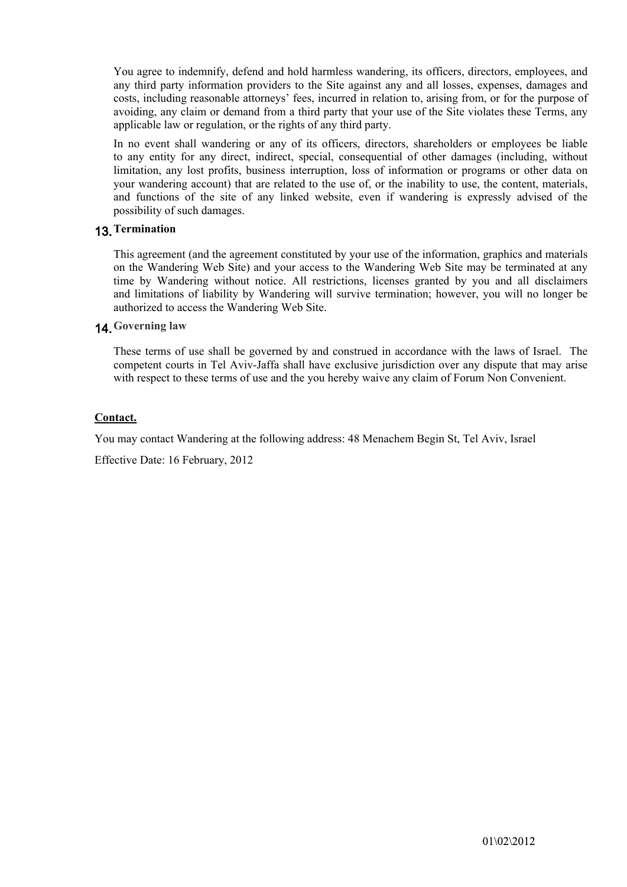You agree to indemnify, defend and hold harmless wandering, its officers, directors, employees, and any third party information providers to the Site against any and all losses, expenses, damages and costs, including reasonable attorneys' fees, incurred in relation to, arising from, or for the purpose of avoiding, any claim or demand from a third party that your use of the Site violates these Terms, any applicable law or regulation, or the rights of any third party.

In no event shall wandering or any of its officers, directors, shareholders or employees be liable to any entity for any direct, indirect, special, consequential of other damages (including, without limitation, any lost profits, business interruption, loss of information or programs or other data on your wandering account) that are related to the use of, or the inability to use, the content, materials, and functions of the site of any linked website, even if wandering is expressly advised of the possibility of such damages.

## 13. Termination

This agreement (and the agreement constituted by your use of the information, graphics and materials on the Wandering Web Site) and your access to the Wandering Web Site may be terminated at any time by Wandering without notice. All restrictions, licenses granted by you and all disclaimers and limitations of liability by Wandering will survive termination; however, you will no longer be authorized to access the Wandering Web Site.

## 14. Governing law

These terms of use shall be governed by and construed in accordance with the laws of Israel. The competent courts in Tel Aviv-Jaffa shall have exclusive jurisdiction over any dispute that may arise with respect to these terms of use and the you hereby waive any claim of Forum Non Convenient.

**Contact.**

You may contact Wandering at the following address: 48 Menachem Begin St, Tel Aviv, Israel

Effective Date: 16 February, 2012

01\02\2012